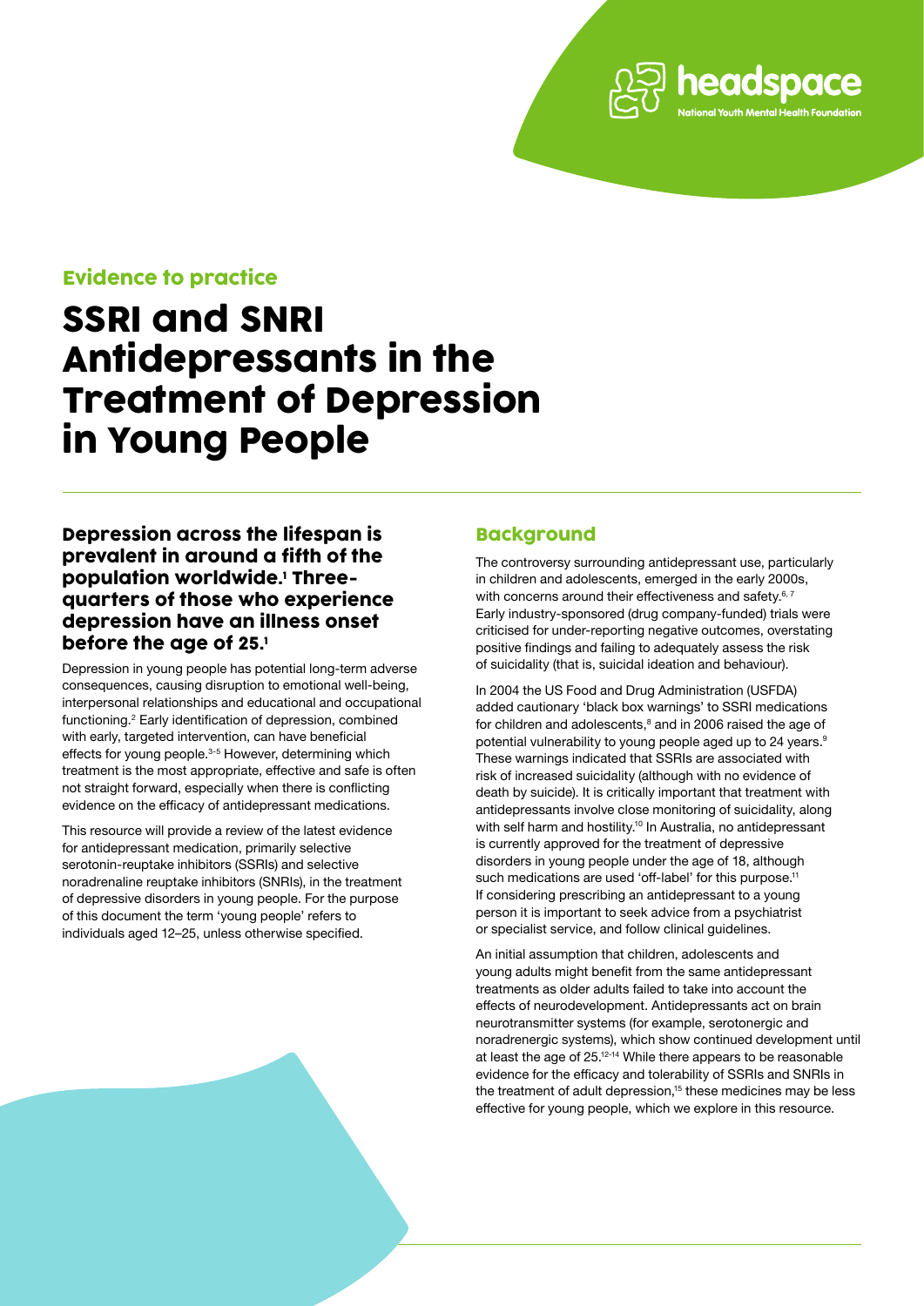headspace
National Youth Mental Health Foundation

Evidence to practice

# SSRI and SNRI Antidepressants in the Treatment of Depression in Young People

### Depression across the lifespan is prevalent in around a fifth of the population worldwide.[1] Three-quarters of those who experience depression have an illness onset before the age of 25.[1]

Depression in young people has potential long-term adverse consequences, causing disruption to emotional well-being, interpersonal relationships and educational and occupational functioning.[2] Early identification of depression, combined with early, targeted intervention, can have beneficial effects for young people.[3–5] However, determining which treatment is the most appropriate, effective and safe is often not straight forward, especially when there is conflicting evidence on the efficacy of antidepressant medications.

This resource will provide a review of the latest evidence for antidepressant medication, primarily selective serotonin-reuptake inhibitors (SSRIs) and selective noradrenaline reuptake inhibitors (SNRIs), in the treatment of depressive disorders in young people. For the purpose of this document the term 'young people' refers to individuals aged 12–25, unless otherwise specified.

## Background

The controversy surrounding antidepressant use, particularly in children and adolescents, emerged in the early 2000s, with concerns around their effectiveness and safety.[6, 7] Early industry-sponsored (drug company-funded) trials were criticised for under-reporting negative outcomes, overstating positive findings and failing to adequately assess the risk of suicidality (that is, suicidal ideation and behaviour).

In 2004 the US Food and Drug Administration (USFDA) added cautionary 'black box warnings' to SSRI medications for children and adolescents,[8] and in 2006 raised the age of potential vulnerability to young people aged up to 24 years.[9] These warnings indicated that SSRIs are associated with risk of increased suicidality (although with no evidence of death by suicide). It is critically important that treatment with antidepressants involve close monitoring of suicidality, along with self harm and hostility.[10] In Australia, no antidepressant is currently approved for the treatment of depressive disorders in young people under the age of 18, although such medications are used 'off-label' for this purpose.[11] If considering prescribing an antidepressant to a young person it is important to seek advice from a psychiatrist or specialist service, and follow clinical guidelines.

An initial assumption that children, adolescents and young adults might benefit from the same antidepressant treatments as older adults failed to take into account the effects of neurodevelopment. Antidepressants act on brain neurotransmitter systems (for example, serotonergic and noradrenergic systems), which show continued development until at least the age of 25.[12-14] While there appears to be reasonable evidence for the efficacy and tolerability of SSRIs and SNRIs in the treatment of adult depression,[15] these medicines may be less effective for young people, which we explore in this resource.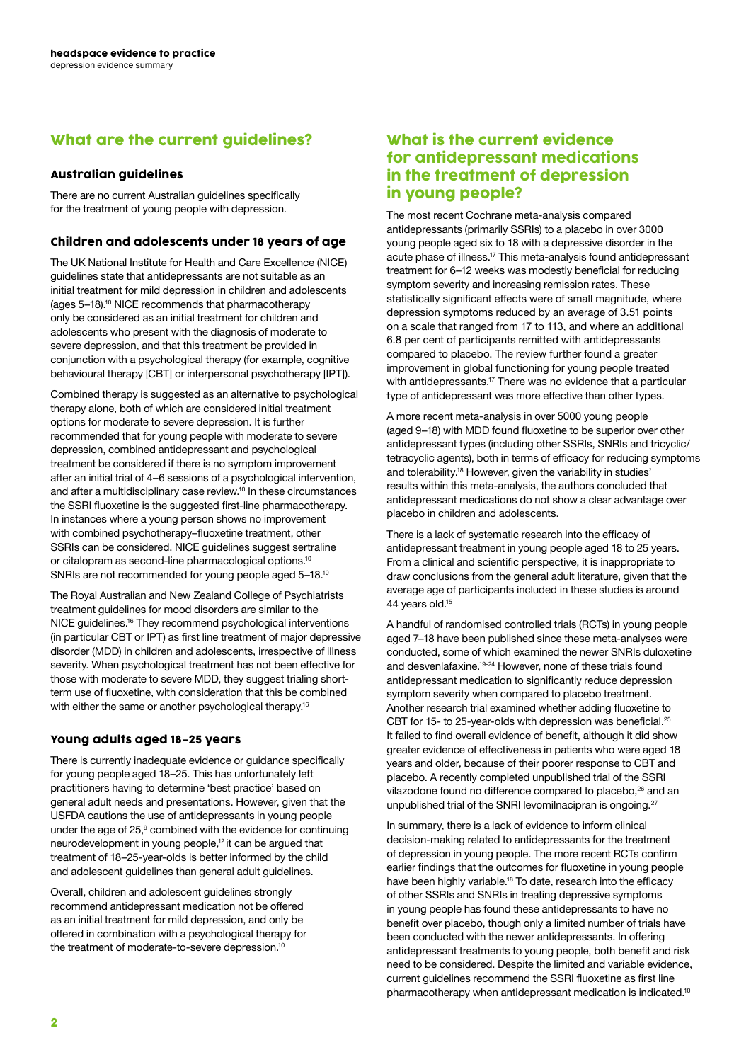## What are the current guidelines?

### Australian guidelines

There are no current Australian guidelines specifically for the treatment of young people with depression.

### Children and adolescents under 18 years of age

The UK National Institute for Health and Care Excellence (NICE) guidelines state that antidepressants are not suitable as an initial treatment for mild depression in children and adolescents (ages 5–18).[10] NICE recommends that pharmacotherapy only be considered as an initial treatment for children and adolescents who present with the diagnosis of moderate to severe depression, and that this treatment be provided in conjunction with a psychological therapy (for example, cognitive behavioural therapy [CBT] or interpersonal psychotherapy [IPT]).

Combined therapy is suggested as an alternative to psychological therapy alone, both of which are considered initial treatment options for moderate to severe depression. It is further recommended that for young people with moderate to severe depression, combined antidepressant and psychological treatment be considered if there is no symptom improvement after an initial trial of 4–6 sessions of a psychological intervention, and after a multidisciplinary case review.[10] In these circumstances the SSRI fluoxetine is the suggested first-line pharmacotherapy. In instances where a young person shows no improvement with combined psychotherapy–fluoxetine treatment, other SSRIs can be considered. NICE guidelines suggest sertraline or citalopram as second-line pharmacological options.[10] SNRIs are not recommended for young people aged 5–18.[10]

The Royal Australian and New Zealand College of Psychiatrists treatment guidelines for mood disorders are similar to the NICE guidelines.[16] They recommend psychological interventions (in particular CBT or IPT) as first line treatment of major depressive disorder (MDD) in children and adolescents, irrespective of illness severity. When psychological treatment has not been effective for those with moderate to severe MDD, they suggest trialing short-term use of fluoxetine, with consideration that this be combined with either the same or another psychological therapy.[16]

### Young adults aged 18–25 years

There is currently inadequate evidence or guidance specifically for young people aged 18–25. This has unfortunately left practitioners having to determine 'best practice' based on general adult needs and presentations. However, given that the USFDA cautions the use of antidepressants in young people under the age of 25,[9] combined with the evidence for continuing neurodevelopment in young people,[12] it can be argued that treatment of 18–25-year-olds is better informed by the child and adolescent guidelines than general adult guidelines.

Overall, children and adolescent guidelines strongly recommend antidepressant medication not be offered as an initial treatment for mild depression, and only be offered in combination with a psychological therapy for the treatment of moderate-to-severe depression.[10]

## What is the current evidence for antidepressant medications in the treatment of depression in young people?

The most recent Cochrane meta-analysis compared antidepressants (primarily SSRIs) to a placebo in over 3000 young people aged six to 18 with a depressive disorder in the acute phase of illness.[17] This meta-analysis found antidepressant treatment for 6–12 weeks was modestly beneficial for reducing symptom severity and increasing remission rates. These statistically significant effects were of small magnitude, where depression symptoms reduced by an average of 3.51 points on a scale that ranged from 17 to 113, and where an additional 6.8 per cent of participants remitted with antidepressants compared to placebo. The review further found a greater improvement in global functioning for young people treated with antidepressants.[17] There was no evidence that a particular type of antidepressant was more effective than other types.

A more recent meta-analysis in over 5000 young people (aged 9–18) with MDD found fluoxetine to be superior over other antidepressant types (including other SSRIs, SNRIs and tricyclic/tetracyclic agents), both in terms of efficacy for reducing symptoms and tolerability.[18] However, given the variability in studies' results within this meta-analysis, the authors concluded that antidepressant medications do not show a clear advantage over placebo in children and adolescents.

There is a lack of systematic research into the efficacy of antidepressant treatment in young people aged 18 to 25 years. From a clinical and scientific perspective, it is inappropriate to draw conclusions from the general adult literature, given that the average age of participants included in these studies is around 44 years old.[15]

A handful of randomised controlled trials (RCTs) in young people aged 7–18 have been published since these meta-analyses were conducted, some of which examined the newer SNRIs duloxetine and desvenlafaxine.[19-24] However, none of these trials found antidepressant medication to significantly reduce depression symptom severity when compared to placebo treatment. Another research trial examined whether adding fluoxetine to CBT for 15- to 25-year-olds with depression was beneficial.[25] It failed to find overall evidence of benefit, although it did show greater evidence of effectiveness in patients who were aged 18 years and older, because of their poorer response to CBT and placebo. A recently completed unpublished trial of the SSRI vilazodone found no difference compared to placebo,[26] and an unpublished trial of the SNRI levomilnacipran is ongoing.[27]

In summary, there is a lack of evidence to inform clinical decision-making related to antidepressants for the treatment of depression in young people. The more recent RCTs confirm earlier findings that the outcomes for fluoxetine in young people have been highly variable.[18] To date, research into the efficacy of other SSRIs and SNRIs in treating depressive symptoms in young people has found these antidepressants to have no benefit over placebo, though only a limited number of trials have been conducted with the newer antidepressants. In offering antidepressant treatments to young people, both benefit and risk need to be considered. Despite the limited and variable evidence, current guidelines recommend the SSRI fluoxetine as first line pharmacotherapy when antidepressant medication is indicated.[10]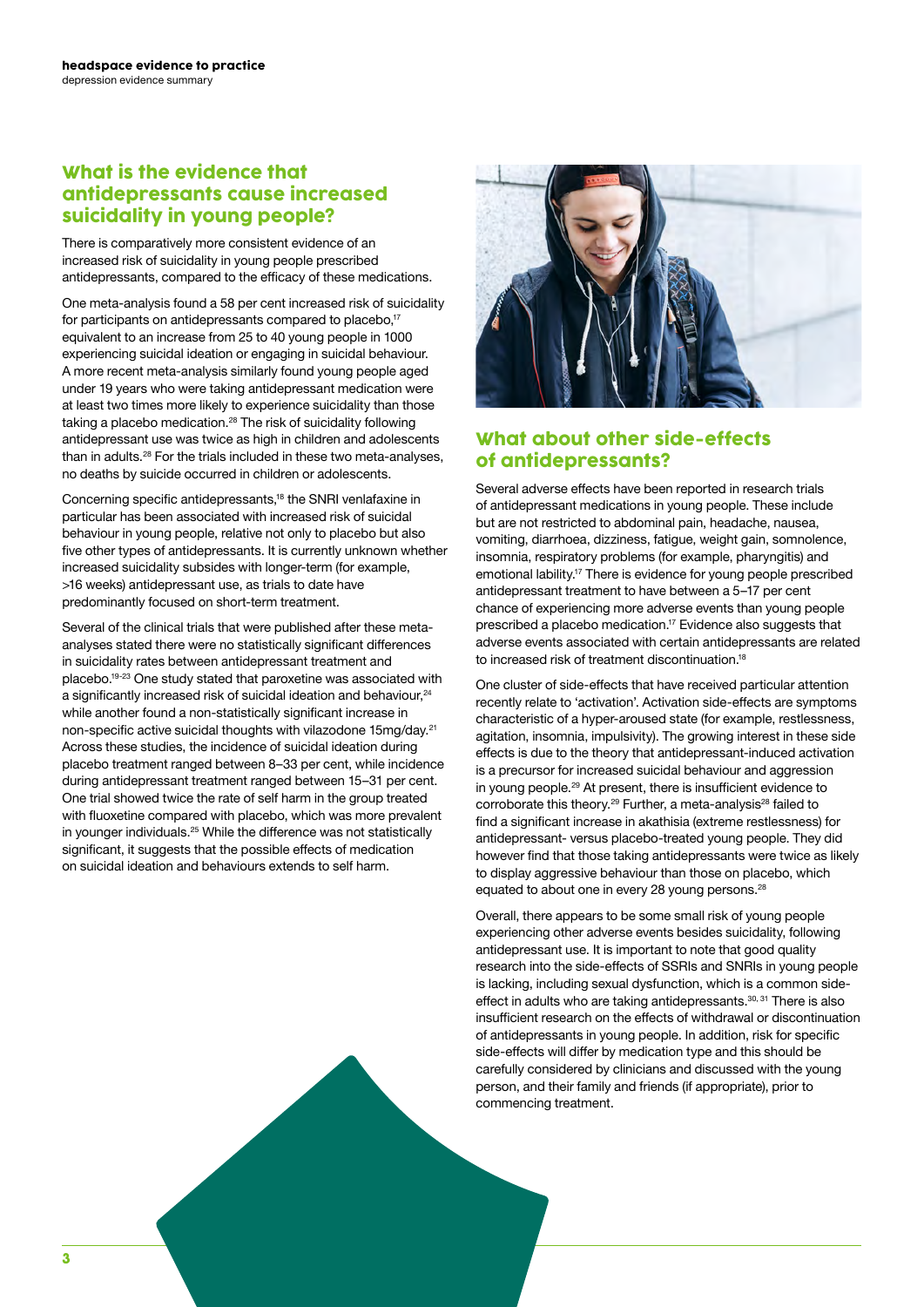## What is the evidence that antidepressants cause increased suicidality in young people?

There is comparatively more consistent evidence of an increased risk of suicidality in young people prescribed antidepressants, compared to the efficacy of these medications.

One meta-analysis found a 58 per cent increased risk of suicidality for participants on antidepressants compared to placebo,[17] equivalent to an increase from 25 to 40 young people in 1000 experiencing suicidal ideation or engaging in suicidal behaviour. A more recent meta-analysis similarly found young people aged under 19 years who were taking antidepressant medication were at least two times more likely to experience suicidality than those taking a placebo medication.[28] The risk of suicidality following antidepressant use was twice as high in children and adolescents than in adults.[28] For the trials included in these two meta-analyses, no deaths by suicide occurred in children or adolescents.

Concerning specific antidepressants,[18] the SNRI venlafaxine in particular has been associated with increased risk of suicidal behaviour in young people, relative not only to placebo but also five other types of antidepressants. It is currently unknown whether increased suicidality subsides with longer-term (for example, >16 weeks) antidepressant use, as trials to date have predominantly focused on short-term treatment.

Several of the clinical trials that were published after these meta-analyses stated there were no statistically significant differences in suicidality rates between antidepressant treatment and placebo.[19-23] One study stated that paroxetine was associated with a significantly increased risk of suicidal ideation and behaviour,[24] while another found a non-statistically significant increase in non-specific active suicidal thoughts with vilazodone 15mg/day.[21] Across these studies, the incidence of suicidal ideation during placebo treatment ranged between 8–33 per cent, while incidence during antidepressant treatment ranged between 15–31 per cent. One trial showed twice the rate of self harm in the group treated with fluoxetine compared with placebo, which was more prevalent in younger individuals.[25] While the difference was not statistically significant, it suggests that the possible effects of medication on suicidal ideation and behaviours extends to self harm.

## What about other side-effects of antidepressants?

Several adverse effects have been reported in research trials of antidepressant medications in young people. These include but are not restricted to abdominal pain, headache, nausea, vomiting, diarrhoea, dizziness, fatigue, weight gain, somnolence, insomnia, respiratory problems (for example, pharyngitis) and emotional lability.[17] There is evidence for young people prescribed antidepressant treatment to have between a 5–17 per cent chance of experiencing more adverse events than young people prescribed a placebo medication.[17] Evidence also suggests that adverse events associated with certain antidepressants are related to increased risk of treatment discontinuation.[18]

One cluster of side-effects that have received particular attention recently relate to 'activation'. Activation side-effects are symptoms characteristic of a hyper-aroused state (for example, restlessness, agitation, insomnia, impulsivity). The growing interest in these side effects is due to the theory that antidepressant-induced activation is a precursor for increased suicidal behaviour and aggression in young people.[29] At present, there is insufficient evidence to corroborate this theory.[29] Further, a meta-analysis[28] failed to find a significant increase in akathisia (extreme restlessness) for antidepressant- versus placebo-treated young people. They did however find that those taking antidepressants were twice as likely to display aggressive behaviour than those on placebo, which equated to about one in every 28 young persons.[28]

Overall, there appears to be some small risk of young people experiencing other adverse events besides suicidality, following antidepressant use. It is important to note that good quality research into the side-effects of SSRIs and SNRIs in young people is lacking, including sexual dysfunction, which is a common side-effect in adults who are taking antidepressants.[30, 31] There is also insufficient research on the effects of withdrawal or discontinuation of antidepressants in young people. In addition, risk for specific side-effects will differ by medication type and this should be carefully considered by clinicians and discussed with the young person, and their family and friends (if appropriate), prior to commencing treatment.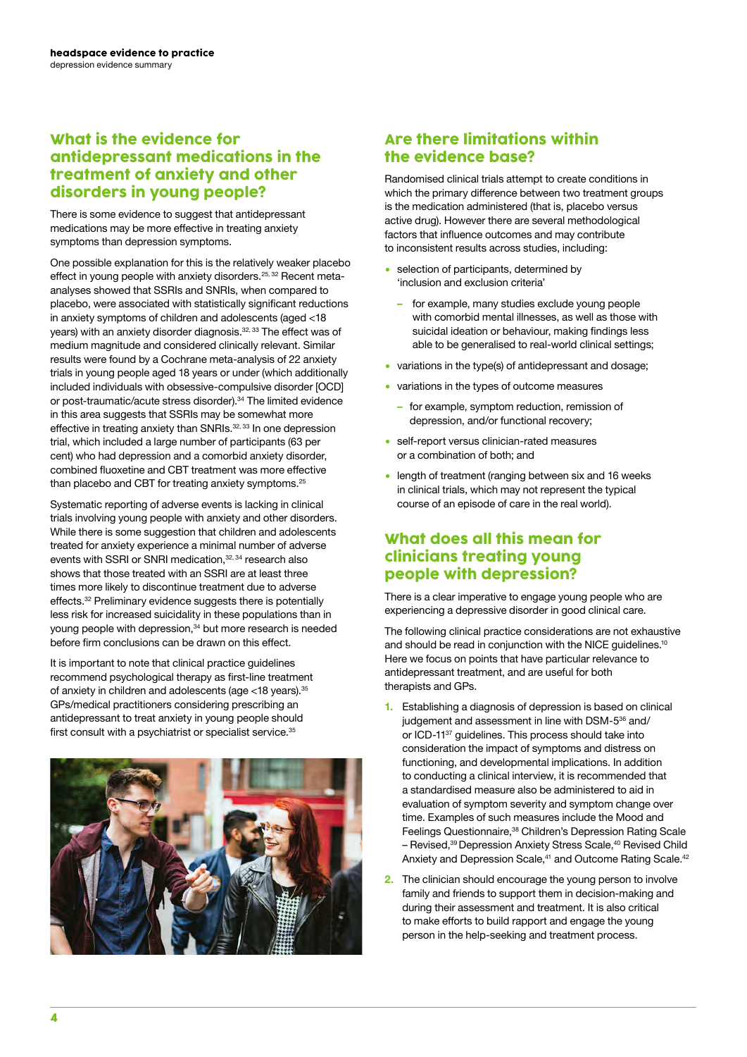## What is the evidence for antidepressant medications in the treatment of anxiety and other disorders in young people?

There is some evidence to suggest that antidepressant medications may be more effective in treating anxiety symptoms than depression symptoms.

One possible explanation for this is the relatively weaker placebo effect in young people with anxiety disorders.[25, 32] Recent meta-analyses showed that SSRIs and SNRIs, when compared to placebo, were associated with statistically significant reductions in anxiety symptoms of children and adolescents (aged <18 years) with an anxiety disorder diagnosis.[32, 33] The effect was of medium magnitude and considered clinically relevant. Similar results were found by a Cochrane meta-analysis of 22 anxiety trials in young people aged 18 years or under (which additionally included individuals with obsessive-compulsive disorder [OCD] or post-traumatic/acute stress disorder).[34] The limited evidence in this area suggests that SSRIs may be somewhat more effective in treating anxiety than SNRIs.[32, 33] In one depression trial, which included a large number of participants (63 per cent) who had depression and a comorbid anxiety disorder, combined fluoxetine and CBT treatment was more effective than placebo and CBT for treating anxiety symptoms.[25]

Systematic reporting of adverse events is lacking in clinical trials involving young people with anxiety and other disorders. While there is some suggestion that children and adolescents treated for anxiety experience a minimal number of adverse events with SSRI or SNRI medication,[32, 34] research also shows that those treated with an SSRI are at least three times more likely to discontinue treatment due to adverse effects.[32] Preliminary evidence suggests there is potentially less risk for increased suicidality in these populations than in young people with depression,[34] but more research is needed before firm conclusions can be drawn on this effect.

It is important to note that clinical practice guidelines recommend psychological therapy as first-line treatment of anxiety in children and adolescents (age <18 years).[35] GPs/medical practitioners considering prescribing an antidepressant to treat anxiety in young people should first consult with a psychiatrist or specialist service.[35]

## Are there limitations within the evidence base?

Randomised clinical trials attempt to create conditions in which the primary difference between two treatment groups is the medication administered (that is, placebo versus active drug). However there are several methodological factors that influence outcomes and may contribute to inconsistent results across studies, including:

- selection of participants, determined by 'inclusion and exclusion criteria'
  - for example, many studies exclude young people with comorbid mental illnesses, as well as those with suicidal ideation or behaviour, making findings less able to be generalised to real-world clinical settings;
- variations in the type(s) of antidepressant and dosage;
- variations in the types of outcome measures
  - for example, symptom reduction, remission of depression, and/or functional recovery;
- self-report versus clinician-rated measures or a combination of both; and
- length of treatment (ranging between six and 16 weeks in clinical trials, which may not represent the typical course of an episode of care in the real world).

## What does all this mean for clinicians treating young people with depression?

There is a clear imperative to engage young people who are experiencing a depressive disorder in good clinical care.

The following clinical practice considerations are not exhaustive and should be read in conjunction with the NICE guidelines.[10] Here we focus on points that have particular relevance to antidepressant treatment, and are useful for both therapists and GPs.

1. Establishing a diagnosis of depression is based on clinical judgement and assessment in line with DSM-5[36] and/or ICD-11[37] guidelines. This process should take into consideration the impact of symptoms and distress on functioning, and developmental implications. In addition to conducting a clinical interview, it is recommended that a standardised measure also be administered to aid in evaluation of symptom severity and symptom change over time. Examples of such measures include the Mood and Feelings Questionnaire,[38] Children's Depression Rating Scale – Revised,[39] Depression Anxiety Stress Scale,[40] Revised Child Anxiety and Depression Scale,[41] and Outcome Rating Scale.[42]
2. The clinician should encourage the young person to involve family and friends to support them in decision-making and during their assessment and treatment. It is also critical to make efforts to build rapport and engage the young person in the help-seeking and treatment process.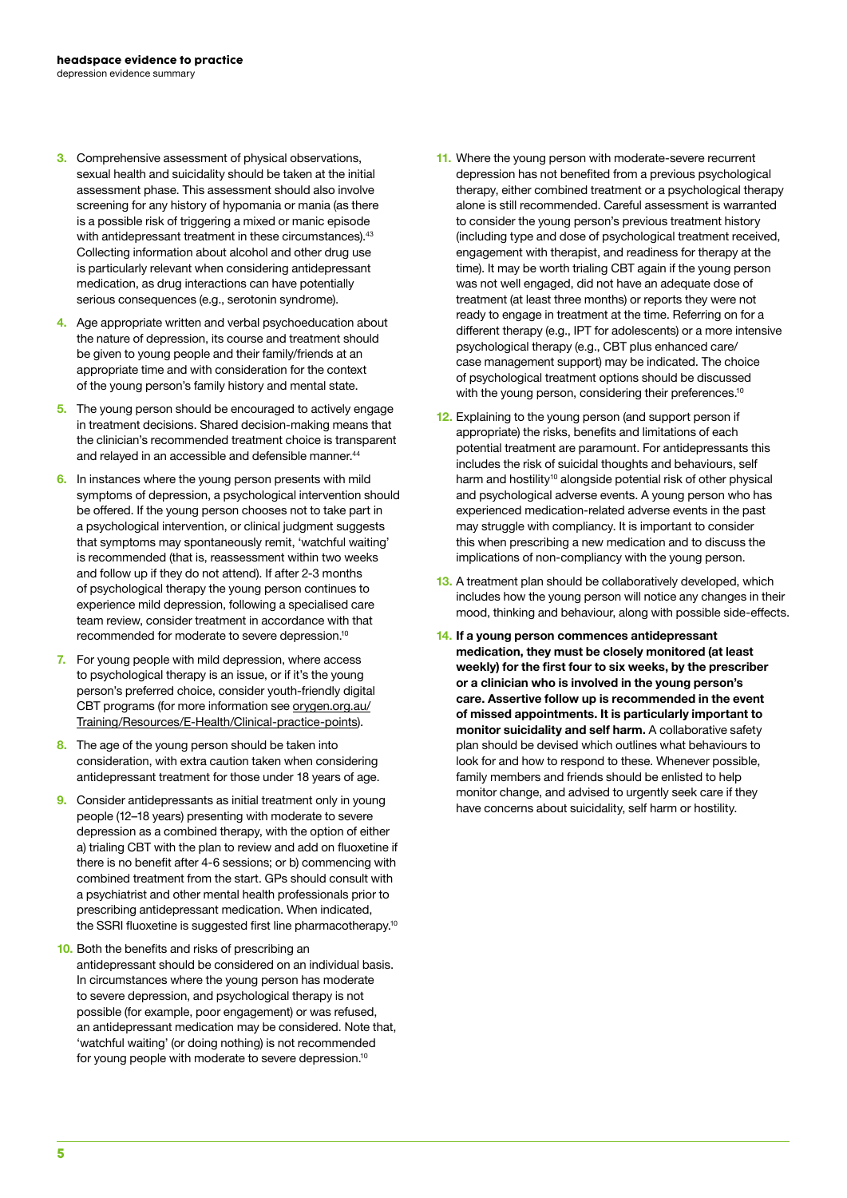3. Comprehensive assessment of physical observations, sexual health and suicidality should be taken at the initial assessment phase. This assessment should also involve screening for any history of hypomania or mania (as there is a possible risk of triggering a mixed or manic episode with antidepressant treatment in these circumstances).[43] Collecting information about alcohol and other drug use is particularly relevant when considering antidepressant medication, as drug interactions can have potentially serious consequences (e.g., serotonin syndrome).

4. Age appropriate written and verbal psychoeducation about the nature of depression, its course and treatment should be given to young people and their family/friends at an appropriate time and with consideration for the context of the young person's family history and mental state.

5. The young person should be encouraged to actively engage in treatment decisions. Shared decision-making means that the clinician's recommended treatment choice is transparent and relayed in an accessible and defensible manner.[44]

6. In instances where the young person presents with mild symptoms of depression, a psychological intervention should be offered. If the young person chooses not to take part in a psychological intervention, or clinical judgment suggests that symptoms may spontaneously remit, 'watchful waiting' is recommended (that is, reassessment within two weeks and follow up if they do not attend). If after 2-3 months of psychological therapy the young person continues to experience mild depression, following a specialised care team review, consider treatment in accordance with that recommended for moderate to severe depression.[10]

7. For young people with mild depression, where access to psychological therapy is an issue, or if it's the young person's preferred choice, consider youth-friendly digital CBT programs (for more information see orygen.org.au/Training/Resources/E-Health/Clinical-practice-points).

8. The age of the young person should be taken into consideration, with extra caution taken when considering antidepressant treatment for those under 18 years of age.

9. Consider antidepressants as initial treatment only in young people (12–18 years) presenting with moderate to severe depression as a combined therapy, with the option of either a) trialing CBT with the plan to review and add on fluoxetine if there is no benefit after 4-6 sessions; or b) commencing with combined treatment from the start. GPs should consult with a psychiatrist and other mental health professionals prior to prescribing antidepressant medication. When indicated, the SSRI fluoxetine is suggested first line pharmacotherapy.[10]

10. Both the benefits and risks of prescribing an antidepressant should be considered on an individual basis. In circumstances where the young person has moderate to severe depression, and psychological therapy is not possible (for example, poor engagement) or was refused, an antidepressant medication may be considered. Note that, 'watchful waiting' (or doing nothing) is not recommended for young people with moderate to severe depression.[10]

11. Where the young person with moderate-severe recurrent depression has not benefited from a previous psychological therapy, either combined treatment or a psychological therapy alone is still recommended. Careful assessment is warranted to consider the young person's previous treatment history (including type and dose of psychological treatment received, engagement with therapist, and readiness for therapy at the time). It may be worth trialing CBT again if the young person was not well engaged, did not have an adequate dose of treatment (at least three months) or reports they were not ready to engage in treatment at the time. Referring on for a different therapy (e.g., IPT for adolescents) or a more intensive psychological therapy (e.g., CBT plus enhanced care/case management support) may be indicated. The choice of psychological treatment options should be discussed with the young person, considering their preferences.[10]

12. Explaining to the young person (and support person if appropriate) the risks, benefits and limitations of each potential treatment are paramount. For antidepressants this includes the risk of suicidal thoughts and behaviours, self harm and hostility[10] alongside potential risk of other physical and psychological adverse events. A young person who has experienced medication-related adverse events in the past may struggle with compliancy. It is important to consider this when prescribing a new medication and to discuss the implications of non-compliancy with the young person.

13. A treatment plan should be collaboratively developed, which includes how the young person will notice any changes in their mood, thinking and behaviour, along with possible side-effects.

14. **If a young person commences antidepressant medication, they must be closely monitored (at least weekly) for the first four to six weeks, by the prescriber or a clinician who is involved in the young person's care. Assertive follow up is recommended in the event of missed appointments. It is particularly important to monitor suicidality and self harm.** A collaborative safety plan should be devised which outlines what behaviours to look for and how to respond to these. Whenever possible, family members and friends should be enlisted to help monitor change, and advised to urgently seek care if they have concerns about suicidality, self harm or hostility.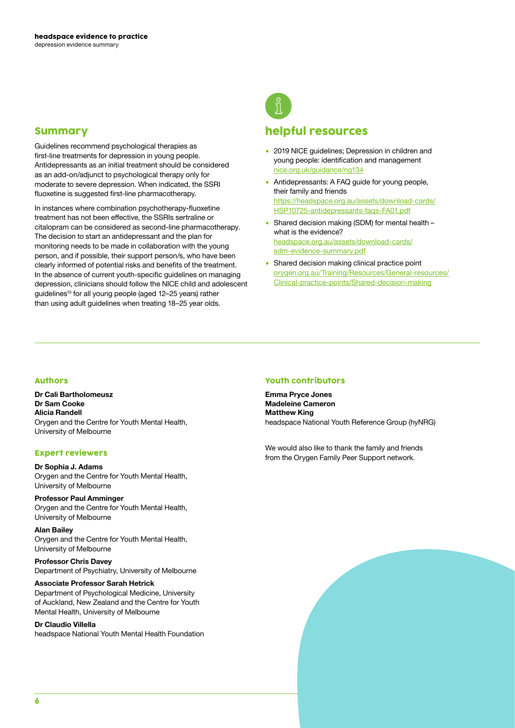## Summary

Guidelines recommend psychological therapies as first-line treatments for depression in young people. Antidepressants as an initial treatment should be considered as an add-on/adjunct to psychological therapy only for moderate to severe depression. When indicated, the SSRI fluoxetine is suggested first-line pharmacotherapy.

In instances where combination psychotherapy-fluoxetine treatment has not been effective, the SSRIs sertraline or citalopram can be considered as second-line pharmacotherapy. The decision to start an antidepressant and the plan for monitoring needs to be made in collaboration with the young person, and if possible, their support person/s, who have been clearly informed of potential risks and benefits of the treatment. In the absence of current youth-specific guidelines on managing depression, clinicians should follow the NICE child and adolescent guidelines[10] for all young people (aged 12–25 years) rather than using adult guidelines when treating 18–25 year olds.

## helpful resources

- 2019 NICE guidelines; Depression in children and young people: identification and management nice.org.uk/guidance/ng134
- Antidepressants: A FAQ guide for young people, their family and friends https://headspace.org.au/assets/download-cards/HSP10725-antidepressants-faqs-FA01.pdf
- Shared decision making (SDM) for mental health – what is the evidence? headspace.org.au/assets/download-cards/sdm-evidence-summary.pdf
- Shared decision making clinical practice point orygen.org.au/Training/Resources/General-resources/Clinical-practice-points/Shared-decision-making

### Authors

**Dr Cali Bartholomeusz**
**Dr Sam Cooke**
**Alicia Randell**
Orygen and the Centre for Youth Mental Health, University of Melbourne

### Expert reviewers

**Dr Sophia J. Adams**
Orygen and the Centre for Youth Mental Health, University of Melbourne

**Professor Paul Amminger**
Orygen and the Centre for Youth Mental Health, University of Melbourne

**Alan Bailey**
Orygen and the Centre for Youth Mental Health, University of Melbourne

**Professor Chris Davey**
Department of Psychiatry, University of Melbourne

**Associate Professor Sarah Hetrick**
Department of Psychological Medicine, University of Auckland, New Zealand and the Centre for Youth Mental Health, University of Melbourne

**Dr Claudio Villella**
headspace National Youth Mental Health Foundation

### Youth contributors

**Emma Pryce Jones**
**Madeleine Cameron**
**Matthew King**
headspace National Youth Reference Group (hyNRG)

We would also like to thank the family and friends from the Orygen Family Peer Support network.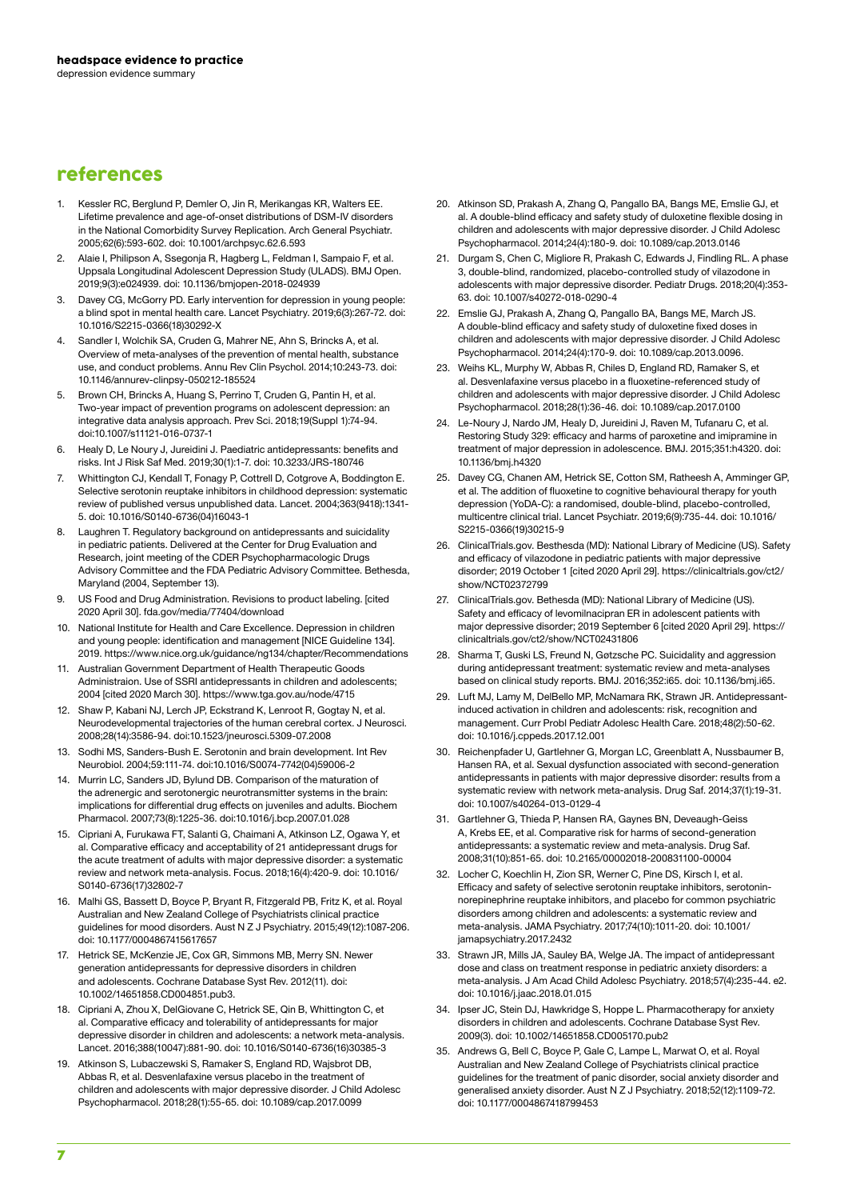## references

1. Kessler RC, Berglund P, Demler O, Jin R, Merikangas KR, Walters EE. Lifetime prevalence and age-of-onset distributions of DSM-IV disorders in the National Comorbidity Survey Replication. Arch General Psychiatr. 2005;62(6):593-602. doi: 10.1001/archpsyc.62.6.593
2. Alaie I, Philipson A, Ssegonja R, Hagberg L, Feldman I, Sampaio F, et al. Uppsala Longitudinal Adolescent Depression Study (ULADS). BMJ Open. 2019;9(3):e024939. doi: 10.1136/bmjopen-2018-024939
3. Davey CG, McGorry PD. Early intervention for depression in young people: a blind spot in mental health care. Lancet Psychiatry. 2019;6(3):267-72. doi: 10.1016/S2215-0366(18)30292-X
4. Sandler I, Wolchik SA, Cruden G, Mahrer NE, Ahn S, Brincks A, et al. Overview of meta-analyses of the prevention of mental health, substance use, and conduct problems. Annu Rev Clin Psychol. 2014;10:243-73. doi: 10.1146/annurev-clinpsy-050212-185524
5. Brown CH, Brincks A, Huang S, Perrino T, Cruden G, Pantin H, et al. Two-year impact of prevention programs on adolescent depression: an integrative data analysis approach. Prev Sci. 2018;19(Suppl 1):74-94. doi:10.1007/s11121-016-0737-1
6. Healy D, Le Noury J, Jureidini J. Paediatric antidepressants: benefits and risks. Int J Risk Saf Med. 2019;30(1):1-7. doi: 10.3233/JRS-180746
7. Whittington CJ, Kendall T, Fonagy P, Cottrell D, Cotgrove A, Boddington E. Selective serotonin reuptake inhibitors in childhood depression: systematic review of published versus unpublished data. Lancet. 2004;363(9418):1341-5. doi: 10.1016/S0140-6736(04)16043-1
8. Laughren T. Regulatory background on antidepressants and suicidality in pediatric patients. Delivered at the Center for Drug Evaluation and Research, joint meeting of the CDER Psychopharmacologic Drugs Advisory Committee and the FDA Pediatric Advisory Committee. Bethesda, Maryland (2004, September 13).
9. US Food and Drug Administration. Revisions to product labeling. [cited 2020 April 30]. fda.gov/media/77404/download
10. National Institute for Health and Care Excellence. Depression in children and young people: identification and management [NICE Guideline 134]. 2019. https://www.nice.org.uk/guidance/ng134/chapter/Recommendations
11. Australian Government Department of Health Therapeutic Goods Administraion. Use of SSRI antidepressants in children and adolescents; 2004 [cited 2020 March 30]. https://www.tga.gov.au/node/4715
12. Shaw P, Kabani NJ, Lerch JP, Eckstrand K, Lenroot R, Gogtay N, et al. Neurodevelopmental trajectories of the human cerebral cortex. J Neurosci. 2008;28(14):3586-94. doi:10.1523/jneurosci.5309-07.2008
13. Sodhi MS, Sanders-Bush E. Serotonin and brain development. Int Rev Neurobiol. 2004;59:111-74. doi:10.1016/S0074-7742(04)59006-2
14. Murrin LC, Sanders JD, Bylund DB. Comparison of the maturation of the adrenergic and serotonergic neurotransmitter systems in the brain: implications for differential drug effects on juveniles and adults. Biochem Pharmacol. 2007;73(8):1225-36. doi:10.1016/j.bcp.2007.01.028
15. Cipriani A, Furukawa FT, Salanti G, Chaimani A, Atkinson LZ, Ogawa Y, et al. Comparative efficacy and acceptability of 21 antidepressant drugs for the acute treatment of adults with major depressive disorder: a systematic review and network meta-analysis. Focus. 2018;16(4):420-9. doi: 10.1016/S0140-6736(17)32802-7
16. Malhi GS, Bassett D, Boyce P, Bryant R, Fitzgerald PB, Fritz K, et al. Royal Australian and New Zealand College of Psychiatrists clinical practice guidelines for mood disorders. Aust N Z J Psychiatry. 2015;49(12):1087-206. doi: 10.1177/0004867415617657
17. Hetrick SE, McKenzie JE, Cox GR, Simmons MB, Merry SN. Newer generation antidepressants for depressive disorders in children and adolescents. Cochrane Database Syst Rev. 2012(11). doi: 10.1002/14651858.CD004851.pub3.
18. Cipriani A, Zhou X, DelGiovane C, Hetrick SE, Qin B, Whittington C, et al. Comparative efficacy and tolerability of antidepressants for major depressive disorder in children and adolescents: a network meta-analysis. Lancet. 2016;388(10047):881-90. doi: 10.1016/S0140-6736(16)30385-3
19. Atkinson S, Lubaczewski S, Ramaker S, England RD, Wajsbrot DB, Abbas R, et al. Desvenlafaxine versus placebo in the treatment of children and adolescents with major depressive disorder. J Child Adolesc Psychopharmacol. 2018;28(1):55-65. doi: 10.1089/cap.2017.0099
20. Atkinson SD, Prakash A, Zhang Q, Pangallo BA, Bangs ME, Emslie GJ, et al. A double-blind efficacy and safety study of duloxetine flexible dosing in children and adolescents with major depressive disorder. J Child Adolesc Psychopharmacol. 2014;24(4):180-9. doi: 10.1089/cap.2013.0146
21. Durgam S, Chen C, Migliore R, Prakash C, Edwards J, Findling RL. A phase 3, double-blind, randomized, placebo-controlled study of vilazodone in adolescents with major depressive disorder. Pediatr Drugs. 2018;20(4):353-63. doi: 10.1007/s40272-018-0290-4
22. Emslie GJ, Prakash A, Zhang Q, Pangallo BA, Bangs ME, March JS. A double-blind efficacy and safety study of duloxetine fixed doses in children and adolescents with major depressive disorder. J Child Adolesc Psychopharmacol. 2014;24(4):170-9. doi: 10.1089/cap.2013.0096.
23. Weihs KL, Murphy W, Abbas R, Chiles D, England RD, Ramaker S, et al. Desvenlafaxine versus placebo in a fluoxetine-referenced study of children and adolescents with major depressive disorder. J Child Adolesc Psychopharmacol. 2018;28(1):36-46. doi: 10.1089/cap.2017.0100
24. Le-Noury J, Nardo JM, Healy D, Jureidini J, Raven M, Tufanaru C, et al. Restoring Study 329: efficacy and harms of paroxetine and imipramine in treatment of major depression in adolescence. BMJ. 2015;351:h4320. doi: 10.1136/bmj.h4320
25. Davey CG, Chanen AM, Hetrick SE, Cotton SM, Ratheesh A, Amminger GP, et al. The addition of fluoxetine to cognitive behavioural therapy for youth depression (YoDA-C): a randomised, double-blind, placebo-controlled, multicentre clinical trial. Lancet Psychiatr. 2019;6(9):735-44. doi: 10.1016/S2215-0366(19)30215-9
26. ClinicalTrials.gov. Besthesda (MD): National Library of Medicine (US). Safety and efficacy of vilazodone in pediatric patients with major depressive disorder; 2019 October 1 [cited 2020 April 29]. https://clinicaltrials.gov/ct2/show/NCT02372799
27. ClinicalTrials.gov. Bethesda (MD): National Library of Medicine (US). Safety and efficacy of levomilnacipran ER in adolescent patients with major depressive disorder; 2019 September 6 [cited 2020 April 29]. https://clinicaltrials.gov/ct2/show/NCT02431806
28. Sharma T, Guski LS, Freund N, Gøtzsche PC. Suicidality and aggression during antidepressant treatment: systematic review and meta-analyses based on clinical study reports. BMJ. 2016;352:i65. doi: 10.1136/bmj.i65.
29. Luft MJ, Lamy M, DelBello MP, McNamara RK, Strawn JR. Antidepressant-induced activation in children and adolescents: risk, recognition and management. Curr Probl Pediatr Adolesc Health Care. 2018;48(2):50-62. doi: 10.1016/j.cppeds.2017.12.001
30. Reichenpfader U, Gartlehner G, Morgan LC, Greenblatt A, Nussbaumer B, Hansen RA, et al. Sexual dysfunction associated with second-generation antidepressants in patients with major depressive disorder: results from a systematic review with network meta-analysis. Drug Saf. 2014;37(1):19-31. doi: 10.1007/s40264-013-0129-4
31. Gartlehner G, Thieda P, Hansen RA, Gaynes BN, Deveaugh-Geiss A, Krebs EE, et al. Comparative risk for harms of second-generation antidepressants: a systematic review and meta-analysis. Drug Saf. 2008;31(10):851-65. doi: 10.2165/00002018-200831100-00004
32. Locher C, Koechlin H, Zion SR, Werner C, Pine DS, Kirsch I, et al. Efficacy and safety of selective serotonin reuptake inhibitors, serotonin-norepinephrine reuptake inhibitors, and placebo for common psychiatric disorders among children and adolescents: a systematic review and meta-analysis. JAMA Psychiatry. 2017;74(10):1011-20. doi: 10.1001/jamapsychiatry.2017.2432
33. Strawn JR, Mills JA, Sauley BA, Welge JA. The impact of antidepressant dose and class on treatment response in pediatric anxiety disorders: a meta-analysis. J Am Acad Child Adolesc Psychiatry. 2018;57(4):235-44. e2. doi: 10.1016/j.jaac.2018.01.015
34. Ipser JC, Stein DJ, Hawkridge S, Hoppe L. Pharmacotherapy for anxiety disorders in children and adolescents. Cochrane Database Syst Rev. 2009(3). doi: 10.1002/14651858.CD005170.pub2
35. Andrews G, Bell C, Boyce P, Gale C, Lampe L, Marwat O, et al. Royal Australian and New Zealand College of Psychiatrists clinical practice guidelines for the treatment of panic disorder, social anxiety disorder and generalised anxiety disorder. Aust N Z J Psychiatry. 2018;52(12):1109-72. doi: 10.1177/0004867418799453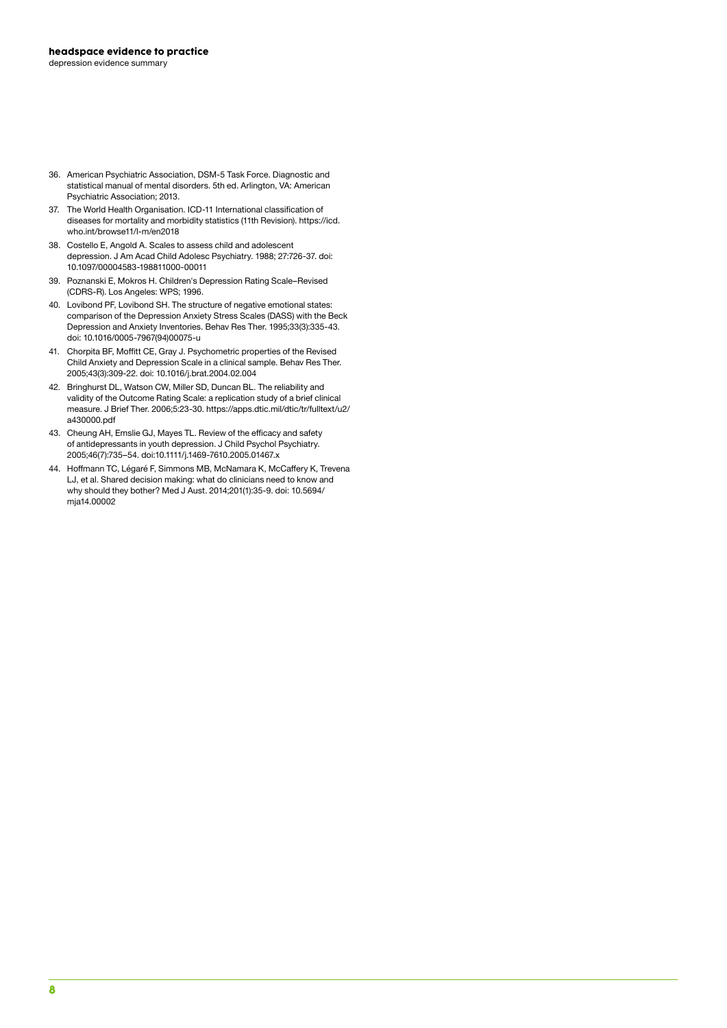36. American Psychiatric Association, DSM-5 Task Force. Diagnostic and statistical manual of mental disorders. 5th ed. Arlington, VA: American Psychiatric Association; 2013.
37. The World Health Organisation. ICD-11 International classification of diseases for mortality and morbidity statistics (11th Revision). https://icd.who.int/browse11/l-m/en2018
38. Costello E, Angold A. Scales to assess child and adolescent depression. J Am Acad Child Adolesc Psychiatry. 1988; 27:726-37. doi: 10.1097/00004583-198811000-00011
39. Poznanski E, Mokros H. Children's Depression Rating Scale–Revised (CDRS-R). Los Angeles: WPS; 1996.
40. Lovibond PF, Lovibond SH. The structure of negative emotional states: comparison of the Depression Anxiety Stress Scales (DASS) with the Beck Depression and Anxiety Inventories. Behav Res Ther. 1995;33(3):335-43. doi: 10.1016/0005-7967(94)00075-u
41. Chorpita BF, Moffitt CE, Gray J. Psychometric properties of the Revised Child Anxiety and Depression Scale in a clinical sample. Behav Res Ther. 2005;43(3):309-22. doi: 10.1016/j.brat.2004.02.004
42. Bringhurst DL, Watson CW, Miller SD, Duncan BL. The reliability and validity of the Outcome Rating Scale: a replication study of a brief clinical measure. J Brief Ther. 2006;5:23-30. https://apps.dtic.mil/dtic/tr/fulltext/u2/a430000.pdf
43. Cheung AH, Emslie GJ, Mayes TL. Review of the efficacy and safety of antidepressants in youth depression. J Child Psychol Psychiatry. 2005;46(7):735–54. doi:10.1111/j.1469-7610.2005.01467.x
44. Hoffmann TC, Légaré F, Simmons MB, McNamara K, McCaffery K, Trevena LJ, et al. Shared decision making: what do clinicians need to know and why should they bother? Med J Aust. 2014;201(1):35-9. doi: 10.5694/mja14.00002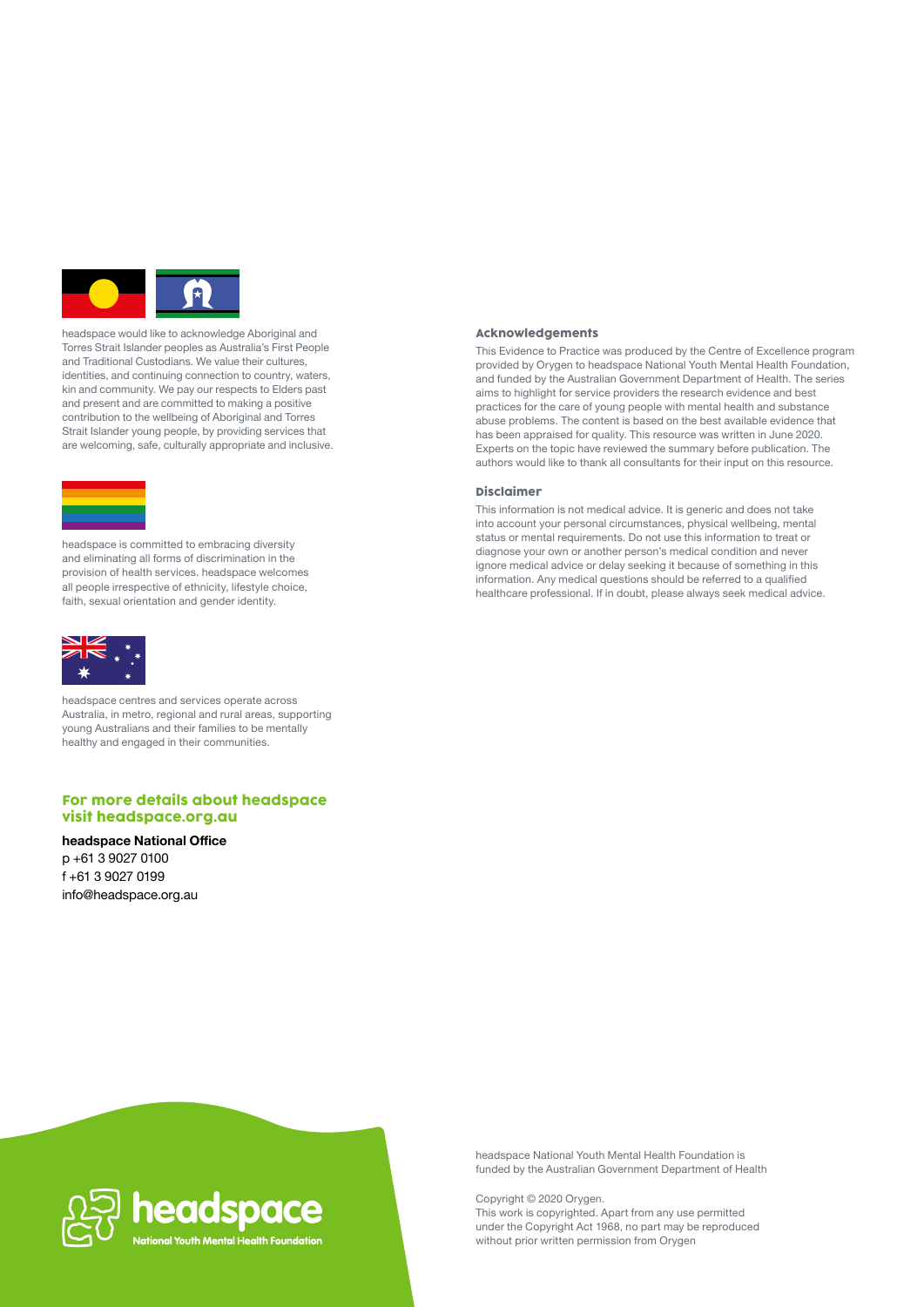headspace would like to acknowledge Aboriginal and Torres Strait Islander peoples as Australia's First People and Traditional Custodians. We value their cultures, identities, and continuing connection to country, waters, kin and community. We pay our respects to Elders past and present and are committed to making a positive contribution to the wellbeing of Aboriginal and Torres Strait Islander young people, by providing services that are welcoming, safe, culturally appropriate and inclusive.

headspace is committed to embracing diversity and eliminating all forms of discrimination in the provision of health services. headspace welcomes all people irrespective of ethnicity, lifestyle choice, faith, sexual orientation and gender identity.

headspace centres and services operate across Australia, in metro, regional and rural areas, supporting young Australians and their families to be mentally healthy and engaged in their communities.

## For more details about headspace visit headspace.org.au

**headspace National Office**
p +61 3 9027 0100
f +61 3 9027 0199
info@headspace.org.au

## Acknowledgements

This Evidence to Practice was produced by the Centre of Excellence program provided by Orygen to headspace National Youth Mental Health Foundation, and funded by the Australian Government Department of Health. The series aims to highlight for service providers the research evidence and best practices for the care of young people with mental health and substance abuse problems. The content is based on the best available evidence that has been appraised for quality. This resource was written in June 2020. Experts on the topic have reviewed the summary before publication. The authors would like to thank all consultants for their input on this resource.

## Disclaimer

This information is not medical advice. It is generic and does not take into account your personal circumstances, physical wellbeing, mental status or mental requirements. Do not use this information to treat or diagnose your own or another person's medical condition and never ignore medical advice or delay seeking it because of something in this information. Any medical questions should be referred to a qualified healthcare professional. If in doubt, please always seek medical advice.

headspace National Youth Mental Health Foundation

headspace National Youth Mental Health Foundation is funded by the Australian Government Department of Health

Copyright © 2020 Orygen.
This work is copyrighted. Apart from any use permitted under the Copyright Act 1968, no part may be reproduced without prior written permission from Orygen